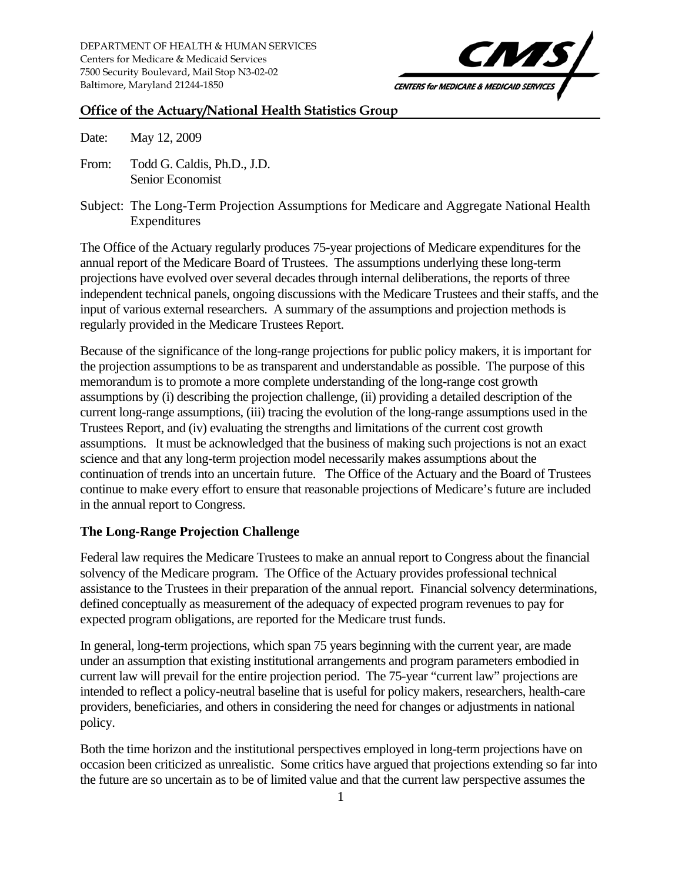DEPARTMENT OF HEALTH & HUMAN SERVICES
Centers for Medicare & Medicaid Services
7500 Security Boulevard, Mail Stop N3-02-02
Baltimore, Maryland 21244-1850

CMS — CENTERS for MEDICARE & MEDICAID SERVICES

**Office of the Actuary/National Health Statistics Group**

Date: May 12, 2009

From: Todd G. Caldis, Ph.D., J.D.
Senior Economist

Subject: The Long-Term Projection Assumptions for Medicare and Aggregate National Health Expenditures

The Office of the Actuary regularly produces 75-year projections of Medicare expenditures for the annual report of the Medicare Board of Trustees. The assumptions underlying these long-term projections have evolved over several decades through internal deliberations, the reports of three independent technical panels, ongoing discussions with the Medicare Trustees and their staffs, and the input of various external researchers. A summary of the assumptions and projection methods is regularly provided in the Medicare Trustees Report.

Because of the significance of the long-range projections for public policy makers, it is important for the projection assumptions to be as transparent and understandable as possible. The purpose of this memorandum is to promote a more complete understanding of the long-range cost growth assumptions by (i) describing the projection challenge, (ii) providing a detailed description of the current long-range assumptions, (iii) tracing the evolution of the long-range assumptions used in the Trustees Report, and (iv) evaluating the strengths and limitations of the current cost growth assumptions. It must be acknowledged that the business of making such projections is not an exact science and that any long-term projection model necessarily makes assumptions about the continuation of trends into an uncertain future. The Office of the Actuary and the Board of Trustees continue to make every effort to ensure that reasonable projections of Medicare's future are included in the annual report to Congress.

## The Long-Range Projection Challenge

Federal law requires the Medicare Trustees to make an annual report to Congress about the financial solvency of the Medicare program. The Office of the Actuary provides professional technical assistance to the Trustees in their preparation of the annual report. Financial solvency determinations, defined conceptually as measurement of the adequacy of expected program revenues to pay for expected program obligations, are reported for the Medicare trust funds.

In general, long-term projections, which span 75 years beginning with the current year, are made under an assumption that existing institutional arrangements and program parameters embodied in current law will prevail for the entire projection period. The 75-year "current law" projections are intended to reflect a policy-neutral baseline that is useful for policy makers, researchers, health-care providers, beneficiaries, and others in considering the need for changes or adjustments in national policy.

Both the time horizon and the institutional perspectives employed in long-term projections have on occasion been criticized as unrealistic. Some critics have argued that projections extending so far into the future are so uncertain as to be of limited value and that the current law perspective assumes the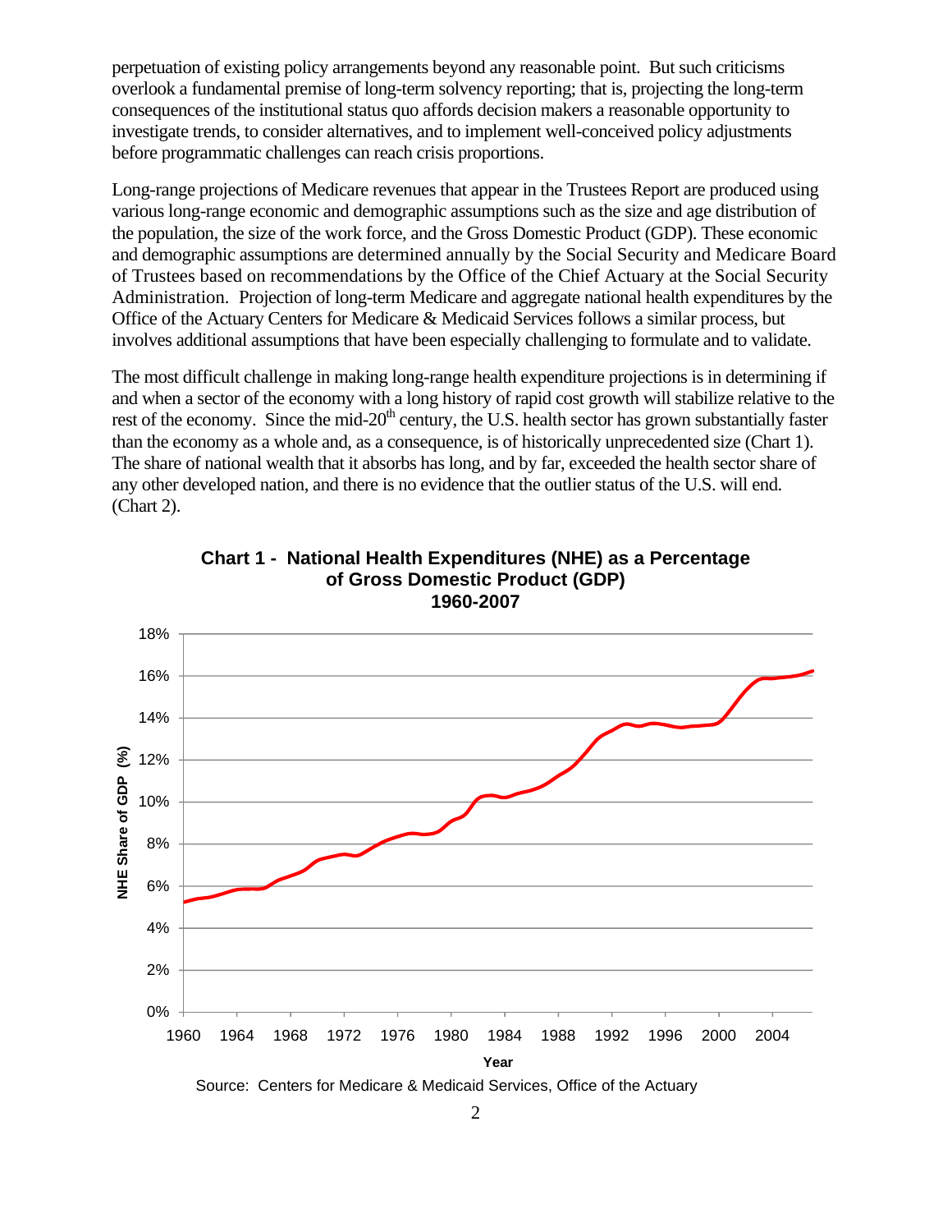perpetuation of existing policy arrangements beyond any reasonable point. But such criticisms overlook a fundamental premise of long-term solvency reporting; that is, projecting the long-term consequences of the institutional status quo affords decision makers a reasonable opportunity to investigate trends, to consider alternatives, and to implement well-conceived policy adjustments before programmatic challenges can reach crisis proportions.

Long-range projections of Medicare revenues that appear in the Trustees Report are produced using various long-range economic and demographic assumptions such as the size and age distribution of the population, the size of the work force, and the Gross Domestic Product (GDP). These economic and demographic assumptions are determined annually by the Social Security and Medicare Board of Trustees based on recommendations by the Office of the Chief Actuary at the Social Security Administration. Projection of long-term Medicare and aggregate national health expenditures by the Office of the Actuary Centers for Medicare & Medicaid Services follows a similar process, but involves additional assumptions that have been especially challenging to formulate and to validate.

The most difficult challenge in making long-range health expenditure projections is in determining if and when a sector of the economy with a long history of rapid cost growth will stabilize relative to the rest of the economy. Since the mid-20th century, the U.S. health sector has grown substantially faster than the economy as a whole and, as a consequence, is of historically unprecedented size (Chart 1). The share of national wealth that it absorbs has long, and by far, exceeded the health sector share of any other developed nation, and there is no evidence that the outlier status of the U.S. will end. (Chart 2).

**Chart 1 - National Health Expenditures (NHE) as a Percentage of Gross Domestic Product (GDP) 1960-2007**

Source: Centers for Medicare & Medicaid Services, Office of the Actuary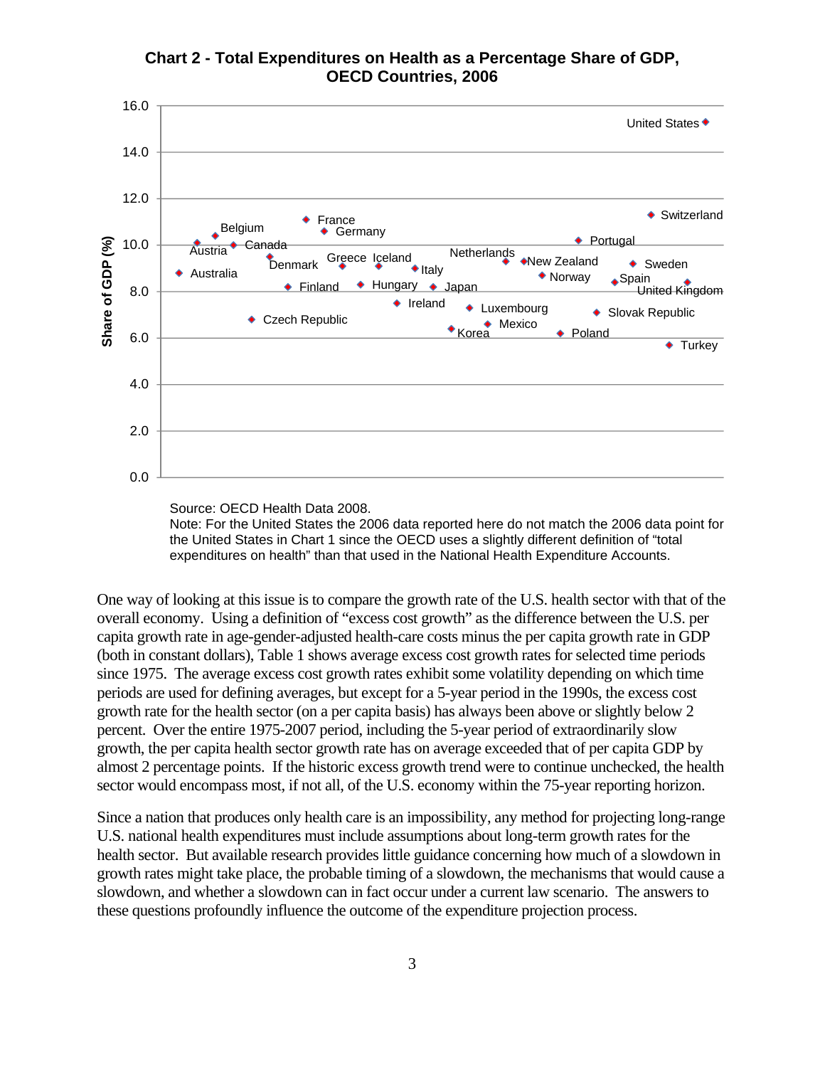**Chart 2 - Total Expenditures on Health as a Percentage Share of GDP, OECD Countries, 2006**

| Country | Share of GDP (%) |
|---|---|
| Australia | 8.8 |
| Austria | 10.1 |
| Belgium | 10.4 |
| Canada | 10.0 |
| Czech Republic | 6.8 |
| Denmark | 9.5 |
| Finland | 8.2 |
| France | 11.1 |
| Germany | 10.6 |
| Greece | 9.1 |
| Hungary | 8.3 |
| Iceland | 9.1 |
| Ireland | 7.5 |
| Italy | 9.0 |
| Japan | 8.2 |
| Korea | 6.4 |
| Luxembourg | 7.3 |
| Mexico | 6.6 |
| Netherlands | 9.3 |
| New Zealand | 9.3 |
| Norway | 8.7 |
| Poland | 6.2 |
| Portugal | 10.2 |
| Slovak Republic | 7.1 |
| Spain | 8.4 |
| Sweden | 9.2 |
| Switzerland | 11.3 |
| Turkey | 5.7 |
| United Kingdom | 8.4 |
| United States | 15.3 |

Source: OECD Health Data 2008.
Note: For the United States the 2006 data reported here do not match the 2006 data point for the United States in Chart 1 since the OECD uses a slightly different definition of "total expenditures on health" than that used in the National Health Expenditure Accounts.

One way of looking at this issue is to compare the growth rate of the U.S. health sector with that of the overall economy. Using a definition of "excess cost growth" as the difference between the U.S. per capita growth rate in age-gender-adjusted health-care costs minus the per capita growth rate in GDP (both in constant dollars), Table 1 shows average excess cost growth rates for selected time periods since 1975. The average excess cost growth rates exhibit some volatility depending on which time periods are used for defining averages, but except for a 5-year period in the 1990s, the excess cost growth rate for the health sector (on a per capita basis) has always been above or slightly below 2 percent. Over the entire 1975-2007 period, including the 5-year period of extraordinarily slow growth, the per capita health sector growth rate has on average exceeded that of per capita GDP by almost 2 percentage points. If the historic excess growth trend were to continue unchecked, the health sector would encompass most, if not all, of the U.S. economy within the 75-year reporting horizon.

Since a nation that produces only health care is an impossibility, any method for projecting long-range U.S. national health expenditures must include assumptions about long-term growth rates for the health sector. But available research provides little guidance concerning how much of a slowdown in growth rates might take place, the probable timing of a slowdown, the mechanisms that would cause a slowdown, and whether a slowdown can in fact occur under a current law scenario. The answers to these questions profoundly influence the outcome of the expenditure projection process.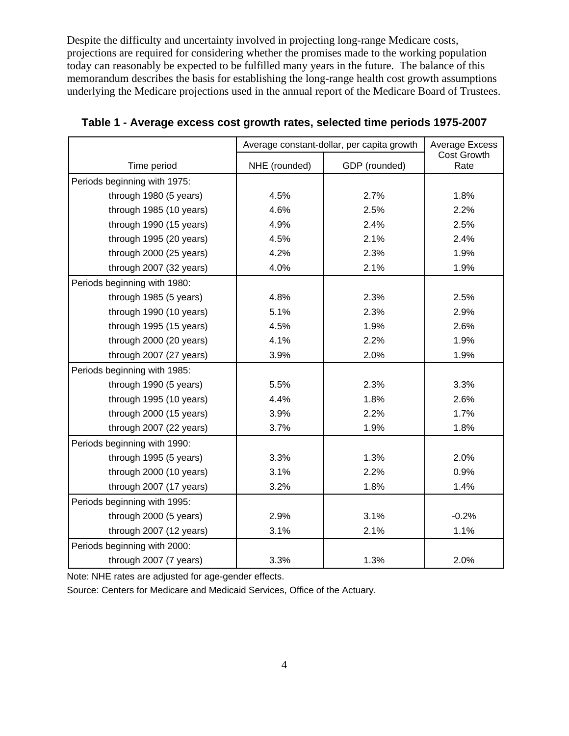Despite the difficulty and uncertainty involved in projecting long-range Medicare costs, projections are required for considering whether the promises made to the working population today can reasonably be expected to be fulfilled many years in the future. The balance of this memorandum describes the basis for establishing the long-range health cost growth assumptions underlying the Medicare projections used in the annual report of the Medicare Board of Trustees.

**Table 1 - Average excess cost growth rates, selected time periods 1975-2007**

| Time period | Average constant-dollar, per capita growth | | Average Excess Cost Growth Rate |
|---|---|---|---|
| | NHE (rounded) | GDP (rounded) | |
| Periods beginning with 1975: | | | |
| through 1980 (5 years) | 4.5% | 2.7% | 1.8% |
| through 1985 (10 years) | 4.6% | 2.5% | 2.2% |
| through 1990 (15 years) | 4.9% | 2.4% | 2.5% |
| through 1995 (20 years) | 4.5% | 2.1% | 2.4% |
| through 2000 (25 years) | 4.2% | 2.3% | 1.9% |
| through 2007 (32 years) | 4.0% | 2.1% | 1.9% |
| Periods beginning with 1980: | | | |
| through 1985 (5 years) | 4.8% | 2.3% | 2.5% |
| through 1990 (10 years) | 5.1% | 2.3% | 2.9% |
| through 1995 (15 years) | 4.5% | 1.9% | 2.6% |
| through 2000 (20 years) | 4.1% | 2.2% | 1.9% |
| through 2007 (27 years) | 3.9% | 2.0% | 1.9% |
| Periods beginning with 1985: | | | |
| through 1990 (5 years) | 5.5% | 2.3% | 3.3% |
| through 1995 (10 years) | 4.4% | 1.8% | 2.6% |
| through 2000 (15 years) | 3.9% | 2.2% | 1.7% |
| through 2007 (22 years) | 3.7% | 1.9% | 1.8% |
| Periods beginning with 1990: | | | |
| through 1995 (5 years) | 3.3% | 1.3% | 2.0% |
| through 2000 (10 years) | 3.1% | 2.2% | 0.9% |
| through 2007 (17 years) | 3.2% | 1.8% | 1.4% |
| Periods beginning with 1995: | | | |
| through 2000 (5 years) | 2.9% | 3.1% | -0.2% |
| through 2007 (12 years) | 3.1% | 2.1% | 1.1% |
| Periods beginning with 2000: | | | |
| through 2007 (7 years) | 3.3% | 1.3% | 2.0% |

Note: NHE rates are adjusted for age-gender effects.

Source: Centers for Medicare and Medicaid Services, Office of the Actuary.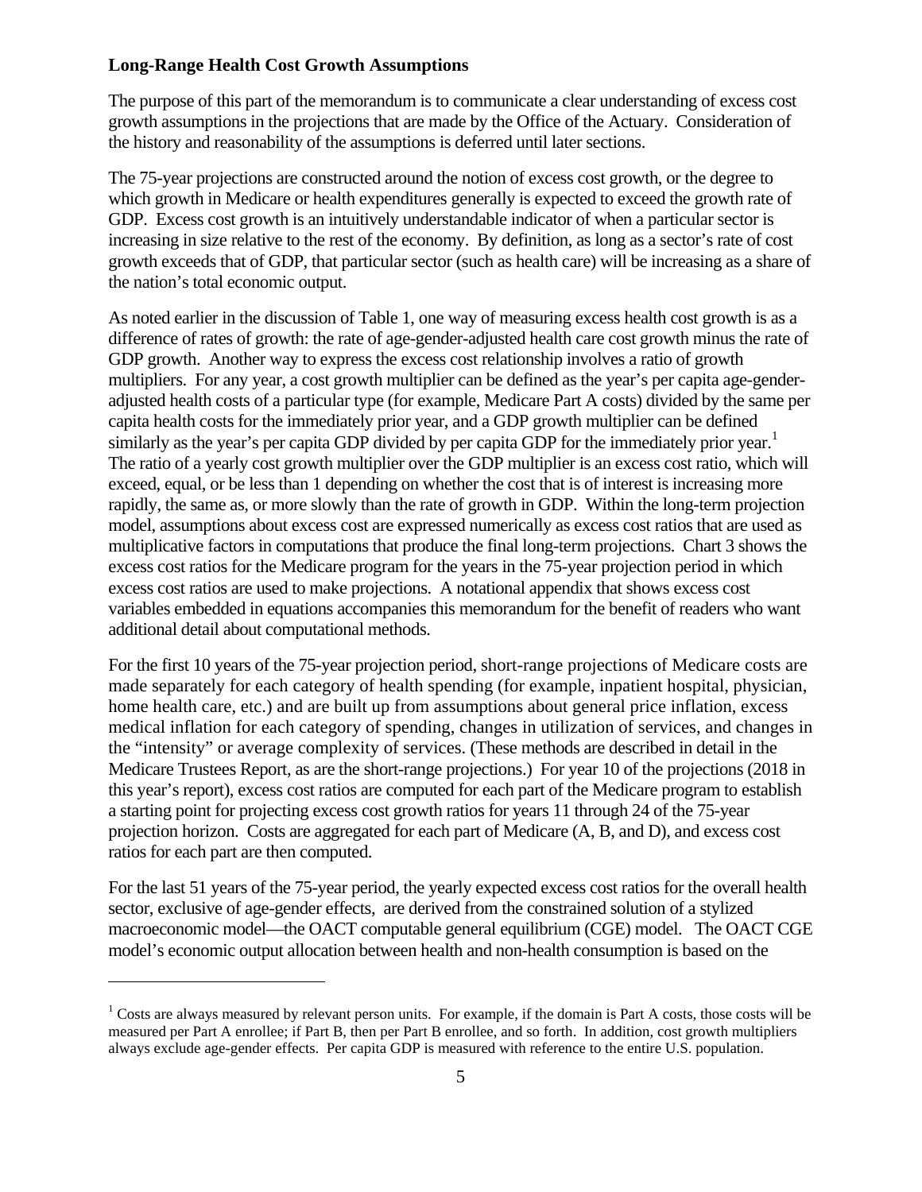**Long-Range Health Cost Growth Assumptions**

The purpose of this part of the memorandum is to communicate a clear understanding of excess cost growth assumptions in the projections that are made by the Office of the Actuary. Consideration of the history and reasonability of the assumptions is deferred until later sections.

The 75-year projections are constructed around the notion of excess cost growth, or the degree to which growth in Medicare or health expenditures generally is expected to exceed the growth rate of GDP. Excess cost growth is an intuitively understandable indicator of when a particular sector is increasing in size relative to the rest of the economy. By definition, as long as a sector's rate of cost growth exceeds that of GDP, that particular sector (such as health care) will be increasing as a share of the nation's total economic output.

As noted earlier in the discussion of Table 1, one way of measuring excess health cost growth is as a difference of rates of growth: the rate of age-gender-adjusted health care cost growth minus the rate of GDP growth. Another way to express the excess cost relationship involves a ratio of growth multipliers. For any year, a cost growth multiplier can be defined as the year's per capita age-gender-adjusted health costs of a particular type (for example, Medicare Part A costs) divided by the same per capita health costs for the immediately prior year, and a GDP growth multiplier can be defined similarly as the year's per capita GDP divided by per capita GDP for the immediately prior year.[1] The ratio of a yearly cost growth multiplier over the GDP multiplier is an excess cost ratio, which will exceed, equal, or be less than 1 depending on whether the cost that is of interest is increasing more rapidly, the same as, or more slowly than the rate of growth in GDP. Within the long-term projection model, assumptions about excess cost are expressed numerically as excess cost ratios that are used as multiplicative factors in computations that produce the final long-term projections. Chart 3 shows the excess cost ratios for the Medicare program for the years in the 75-year projection period in which excess cost ratios are used to make projections. A notational appendix that shows excess cost variables embedded in equations accompanies this memorandum for the benefit of readers who want additional detail about computational methods.

For the first 10 years of the 75-year projection period, short-range projections of Medicare costs are made separately for each category of health spending (for example, inpatient hospital, physician, home health care, etc.) and are built up from assumptions about general price inflation, excess medical inflation for each category of spending, changes in utilization of services, and changes in the "intensity" or average complexity of services. (These methods are described in detail in the Medicare Trustees Report, as are the short-range projections.) For year 10 of the projections (2018 in this year's report), excess cost ratios are computed for each part of the Medicare program to establish a starting point for projecting excess cost growth ratios for years 11 through 24 of the 75-year projection horizon. Costs are aggregated for each part of Medicare (A, B, and D), and excess cost ratios for each part are then computed.

For the last 51 years of the 75-year period, the yearly expected excess cost ratios for the overall health sector, exclusive of age-gender effects, are derived from the constrained solution of a stylized macroeconomic model—the OACT computable general equilibrium (CGE) model. The OACT CGE model's economic output allocation between health and non-health consumption is based on the

[1] Costs are always measured by relevant person units. For example, if the domain is Part A costs, those costs will be measured per Part A enrollee; if Part B, then per Part B enrollee, and so forth. In addition, cost growth multipliers always exclude age-gender effects. Per capita GDP is measured with reference to the entire U.S. population.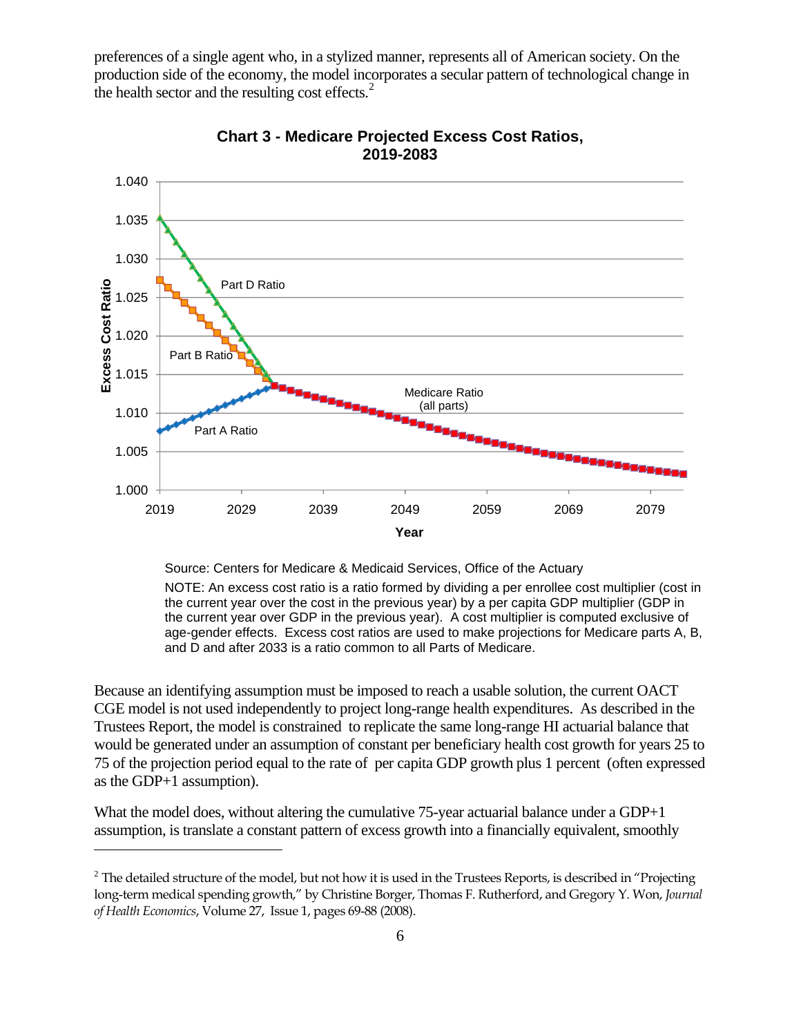preferences of a single agent who, in a stylized manner, represents all of American society. On the production side of the economy, the model incorporates a secular pattern of technological change in the health sector and the resulting cost effects.[2]

**Chart 3 - Medicare Projected Excess Cost Ratios, 2019-2083**

Source: Centers for Medicare & Medicaid Services, Office of the Actuary

NOTE: An excess cost ratio is a ratio formed by dividing a per enrollee cost multiplier (cost in the current year over the cost in the previous year) by a per capita GDP multiplier (GDP in the current year over GDP in the previous year). A cost multiplier is computed exclusive of age-gender effects. Excess cost ratios are used to make projections for Medicare parts A, B, and D and after 2033 is a ratio common to all Parts of Medicare.

Because an identifying assumption must be imposed to reach a usable solution, the current OACT CGE model is not used independently to project long-range health expenditures. As described in the Trustees Report, the model is constrained to replicate the same long-range HI actuarial balance that would be generated under an assumption of constant per beneficiary health cost growth for years 25 to 75 of the projection period equal to the rate of per capita GDP growth plus 1 percent (often expressed as the GDP+1 assumption).

What the model does, without altering the cumulative 75-year actuarial balance under a GDP+1 assumption, is translate a constant pattern of excess growth into a financially equivalent, smoothly

---

[2] The detailed structure of the model, but not how it is used in the Trustees Reports, is described in "Projecting long-term medical spending growth," by Christine Borger, Thomas F. Rutherford, and Gregory Y. Won, *Journal of Health Economics*, Volume 27, Issue 1, pages 69-88 (2008).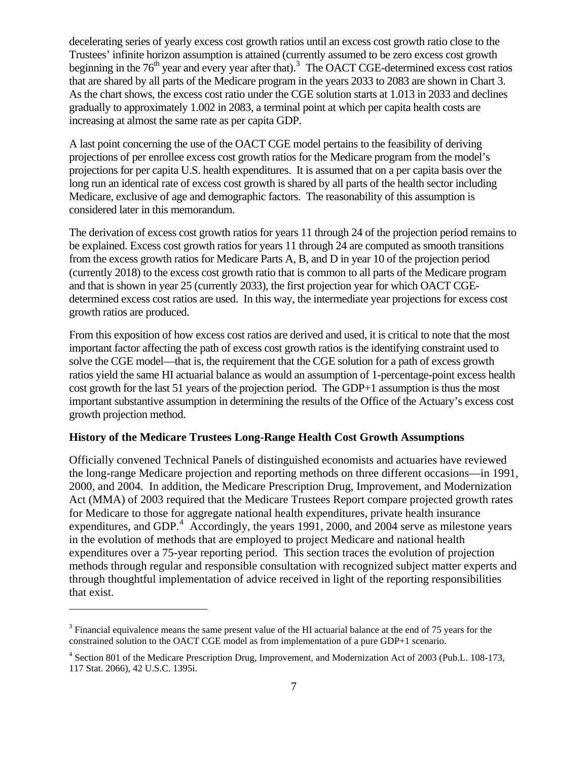decelerating series of yearly excess cost growth ratios until an excess cost growth ratio close to the Trustees' infinite horizon assumption is attained (currently assumed to be zero excess cost growth beginning in the 76$^{th}$ year and every year after that).[3] The OACT CGE-determined excess cost ratios that are shared by all parts of the Medicare program in the years 2033 to 2083 are shown in Chart 3. As the chart shows, the excess cost ratio under the CGE solution starts at 1.013 in 2033 and declines gradually to approximately 1.002 in 2083, a terminal point at which per capita health costs are increasing at almost the same rate as per capita GDP.

A last point concerning the use of the OACT CGE model pertains to the feasibility of deriving projections of per enrollee excess cost growth ratios for the Medicare program from the model's projections for per capita U.S. health expenditures. It is assumed that on a per capita basis over the long run an identical rate of excess cost growth is shared by all parts of the health sector including Medicare, exclusive of age and demographic factors. The reasonability of this assumption is considered later in this memorandum.

The derivation of excess cost growth ratios for years 11 through 24 of the projection period remains to be explained. Excess cost growth ratios for years 11 through 24 are computed as smooth transitions from the excess growth ratios for Medicare Parts A, B, and D in year 10 of the projection period (currently 2018) to the excess cost growth ratio that is common to all parts of the Medicare program and that is shown in year 25 (currently 2033), the first projection year for which OACT CGE-determined excess cost ratios are used. In this way, the intermediate year projections for excess cost growth ratios are produced.

From this exposition of how excess cost ratios are derived and used, it is critical to note that the most important factor affecting the path of excess cost growth ratios is the identifying constraint used to solve the CGE model—that is, the requirement that the CGE solution for a path of excess growth ratios yield the same HI actuarial balance as would an assumption of 1-percentage-point excess health cost growth for the last 51 years of the projection period. The GDP+1 assumption is thus the most important substantive assumption in determining the results of the Office of the Actuary's excess cost growth projection method.

### History of the Medicare Trustees Long-Range Health Cost Growth Assumptions

Officially convened Technical Panels of distinguished economists and actuaries have reviewed the long-range Medicare projection and reporting methods on three different occasions—in 1991, 2000, and 2004. In addition, the Medicare Prescription Drug, Improvement, and Modernization Act (MMA) of 2003 required that the Medicare Trustees Report compare projected growth rates for Medicare to those for aggregate national health expenditures, private health insurance expenditures, and GDP.[4] Accordingly, the years 1991, 2000, and 2004 serve as milestone years in the evolution of methods that are employed to project Medicare and national health expenditures over a 75-year reporting period. This section traces the evolution of projection methods through regular and responsible consultation with recognized subject matter experts and through thoughtful implementation of advice received in light of the reporting responsibilities that exist.

---

[3] Financial equivalence means the same present value of the HI actuarial balance at the end of 75 years for the constrained solution to the OACT CGE model as from implementation of a pure GDP+1 scenario.

[4] Section 801 of the Medicare Prescription Drug, Improvement, and Modernization Act of 2003 (Pub.L. 108-173, 117 Stat. 2066), 42 U.S.C. 1395i.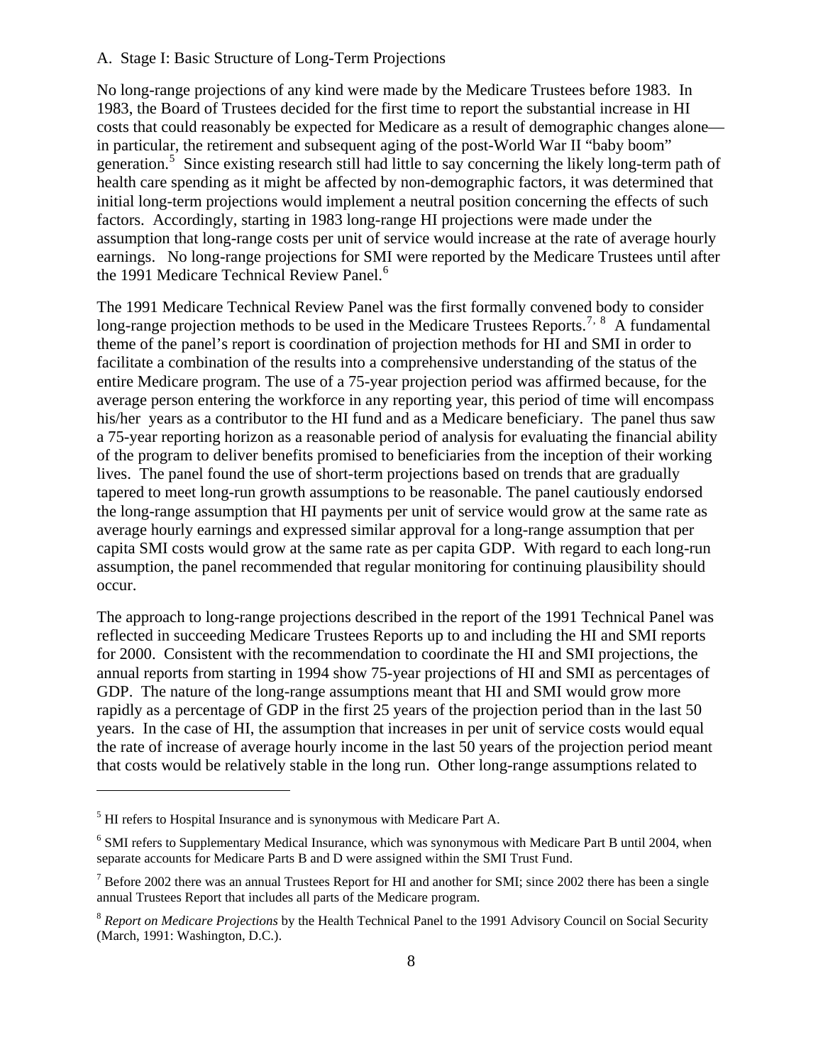A. Stage I: Basic Structure of Long-Term Projections

No long-range projections of any kind were made by the Medicare Trustees before 1983. In 1983, the Board of Trustees decided for the first time to report the substantial increase in HI costs that could reasonably be expected for Medicare as a result of demographic changes alone—in particular, the retirement and subsequent aging of the post-World War II "baby boom" generation.[5] Since existing research still had little to say concerning the likely long-term path of health care spending as it might be affected by non-demographic factors, it was determined that initial long-term projections would implement a neutral position concerning the effects of such factors. Accordingly, starting in 1983 long-range HI projections were made under the assumption that long-range costs per unit of service would increase at the rate of average hourly earnings. No long-range projections for SMI were reported by the Medicare Trustees until after the 1991 Medicare Technical Review Panel.[6]

The 1991 Medicare Technical Review Panel was the first formally convened body to consider long-range projection methods to be used in the Medicare Trustees Reports.[7, 8] A fundamental theme of the panel's report is coordination of projection methods for HI and SMI in order to facilitate a combination of the results into a comprehensive understanding of the status of the entire Medicare program. The use of a 75-year projection period was affirmed because, for the average person entering the workforce in any reporting year, this period of time will encompass his/her years as a contributor to the HI fund and as a Medicare beneficiary. The panel thus saw a 75-year reporting horizon as a reasonable period of analysis for evaluating the financial ability of the program to deliver benefits promised to beneficiaries from the inception of their working lives. The panel found the use of short-term projections based on trends that are gradually tapered to meet long-run growth assumptions to be reasonable. The panel cautiously endorsed the long-range assumption that HI payments per unit of service would grow at the same rate as average hourly earnings and expressed similar approval for a long-range assumption that per capita SMI costs would grow at the same rate as per capita GDP. With regard to each long-run assumption, the panel recommended that regular monitoring for continuing plausibility should occur.

The approach to long-range projections described in the report of the 1991 Technical Panel was reflected in succeeding Medicare Trustees Reports up to and including the HI and SMI reports for 2000. Consistent with the recommendation to coordinate the HI and SMI projections, the annual reports from starting in 1994 show 75-year projections of HI and SMI as percentages of GDP. The nature of the long-range assumptions meant that HI and SMI would grow more rapidly as a percentage of GDP in the first 25 years of the projection period than in the last 50 years. In the case of HI, the assumption that increases in per unit of service costs would equal the rate of increase of average hourly income in the last 50 years of the projection period meant that costs would be relatively stable in the long run. Other long-range assumptions related to

---

[5] HI refers to Hospital Insurance and is synonymous with Medicare Part A.

[6] SMI refers to Supplementary Medical Insurance, which was synonymous with Medicare Part B until 2004, when separate accounts for Medicare Parts B and D were assigned within the SMI Trust Fund.

[7] Before 2002 there was an annual Trustees Report for HI and another for SMI; since 2002 there has been a single annual Trustees Report that includes all parts of the Medicare program.

[8] *Report on Medicare Projections* by the Health Technical Panel to the 1991 Advisory Council on Social Security (March, 1991: Washington, D.C.).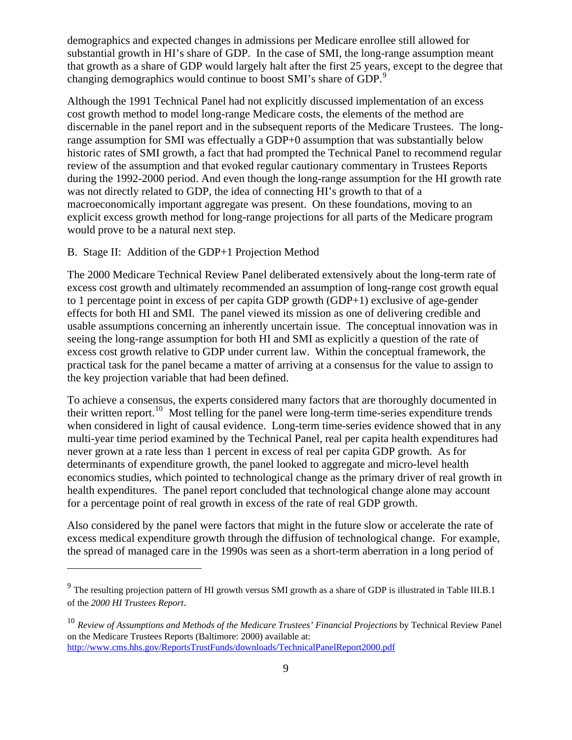demographics and expected changes in admissions per Medicare enrollee still allowed for substantial growth in HI's share of GDP. In the case of SMI, the long-range assumption meant that growth as a share of GDP would largely halt after the first 25 years, except to the degree that changing demographics would continue to boost SMI's share of GDP.[9]

Although the 1991 Technical Panel had not explicitly discussed implementation of an excess cost growth method to model long-range Medicare costs, the elements of the method are discernable in the panel report and in the subsequent reports of the Medicare Trustees. The long-range assumption for SMI was effectually a GDP+0 assumption that was substantially below historic rates of SMI growth, a fact that had prompted the Technical Panel to recommend regular review of the assumption and that evoked regular cautionary commentary in Trustees Reports during the 1992-2000 period. And even though the long-range assumption for the HI growth rate was not directly related to GDP, the idea of connecting HI's growth to that of a macroeconomically important aggregate was present. On these foundations, moving to an explicit excess growth method for long-range projections for all parts of the Medicare program would prove to be a natural next step.

B. Stage II: Addition of the GDP+1 Projection Method

The 2000 Medicare Technical Review Panel deliberated extensively about the long-term rate of excess cost growth and ultimately recommended an assumption of long-range cost growth equal to 1 percentage point in excess of per capita GDP growth (GDP+1) exclusive of age-gender effects for both HI and SMI. The panel viewed its mission as one of delivering credible and usable assumptions concerning an inherently uncertain issue. The conceptual innovation was in seeing the long-range assumption for both HI and SMI as explicitly a question of the rate of excess cost growth relative to GDP under current law. Within the conceptual framework, the practical task for the panel became a matter of arriving at a consensus for the value to assign to the key projection variable that had been defined.

To achieve a consensus, the experts considered many factors that are thoroughly documented in their written report.[10] Most telling for the panel were long-term time-series expenditure trends when considered in light of causal evidence. Long-term time-series evidence showed that in any multi-year time period examined by the Technical Panel, real per capita health expenditures had never grown at a rate less than 1 percent in excess of real per capita GDP growth. As for determinants of expenditure growth, the panel looked to aggregate and micro-level health economics studies, which pointed to technological change as the primary driver of real growth in health expenditures. The panel report concluded that technological change alone may account for a percentage point of real growth in excess of the rate of real GDP growth.

Also considered by the panel were factors that might in the future slow or accelerate the rate of excess medical expenditure growth through the diffusion of technological change. For example, the spread of managed care in the 1990s was seen as a short-term aberration in a long period of

---

[9] The resulting projection pattern of HI growth versus SMI growth as a share of GDP is illustrated in Table III.B.1 of the *2000 HI Trustees Report*.

[10] *Review of Assumptions and Methods of the Medicare Trustees' Financial Projections* by Technical Review Panel on the Medicare Trustees Reports (Baltimore: 2000) available at: http://www.cms.hhs.gov/ReportsTrustFunds/downloads/TechnicalPanelReport2000.pdf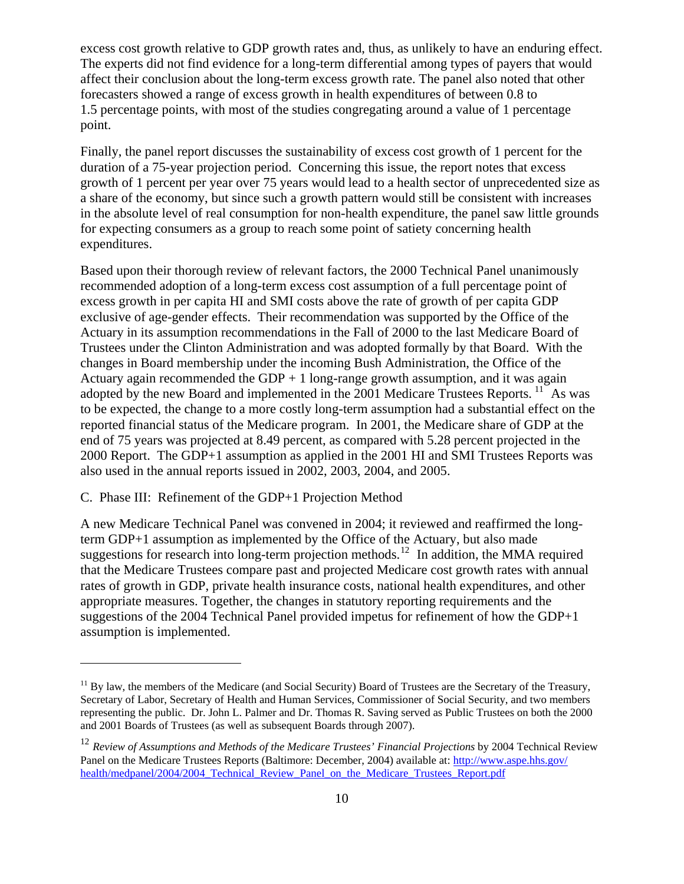excess cost growth relative to GDP growth rates and, thus, as unlikely to have an enduring effect. The experts did not find evidence for a long-term differential among types of payers that would affect their conclusion about the long-term excess growth rate. The panel also noted that other forecasters showed a range of excess growth in health expenditures of between 0.8 to 1.5 percentage points, with most of the studies congregating around a value of 1 percentage point.

Finally, the panel report discusses the sustainability of excess cost growth of 1 percent for the duration of a 75-year projection period. Concerning this issue, the report notes that excess growth of 1 percent per year over 75 years would lead to a health sector of unprecedented size as a share of the economy, but since such a growth pattern would still be consistent with increases in the absolute level of real consumption for non-health expenditure, the panel saw little grounds for expecting consumers as a group to reach some point of satiety concerning health expenditures.

Based upon their thorough review of relevant factors, the 2000 Technical Panel unanimously recommended adoption of a long-term excess cost assumption of a full percentage point of excess growth in per capita HI and SMI costs above the rate of growth of per capita GDP exclusive of age-gender effects. Their recommendation was supported by the Office of the Actuary in its assumption recommendations in the Fall of 2000 to the last Medicare Board of Trustees under the Clinton Administration and was adopted formally by that Board. With the changes in Board membership under the incoming Bush Administration, the Office of the Actuary again recommended the GDP + 1 long-range growth assumption, and it was again adopted by the new Board and implemented in the 2001 Medicare Trustees Reports.[11] As was to be expected, the change to a more costly long-term assumption had a substantial effect on the reported financial status of the Medicare program. In 2001, the Medicare share of GDP at the end of 75 years was projected at 8.49 percent, as compared with 5.28 percent projected in the 2000 Report. The GDP+1 assumption as applied in the 2001 HI and SMI Trustees Reports was also used in the annual reports issued in 2002, 2003, 2004, and 2005.

C. Phase III: Refinement of the GDP+1 Projection Method

A new Medicare Technical Panel was convened in 2004; it reviewed and reaffirmed the long-term GDP+1 assumption as implemented by the Office of the Actuary, but also made suggestions for research into long-term projection methods.[12] In addition, the MMA required that the Medicare Trustees compare past and projected Medicare cost growth rates with annual rates of growth in GDP, private health insurance costs, national health expenditures, and other appropriate measures. Together, the changes in statutory reporting requirements and the suggestions of the 2004 Technical Panel provided impetus for refinement of how the GDP+1 assumption is implemented.

---

[11] By law, the members of the Medicare (and Social Security) Board of Trustees are the Secretary of the Treasury, Secretary of Labor, Secretary of Health and Human Services, Commissioner of Social Security, and two members representing the public. Dr. John L. Palmer and Dr. Thomas R. Saving served as Public Trustees on both the 2000 and 2001 Boards of Trustees (as well as subsequent Boards through 2007).

[12] *Review of Assumptions and Methods of the Medicare Trustees' Financial Projections* by 2004 Technical Review Panel on the Medicare Trustees Reports (Baltimore: December, 2004) available at: http://www.aspe.hhs.gov/health/medpanel/2004/2004_Technical_Review_Panel_on_the_Medicare_Trustees_Report.pdf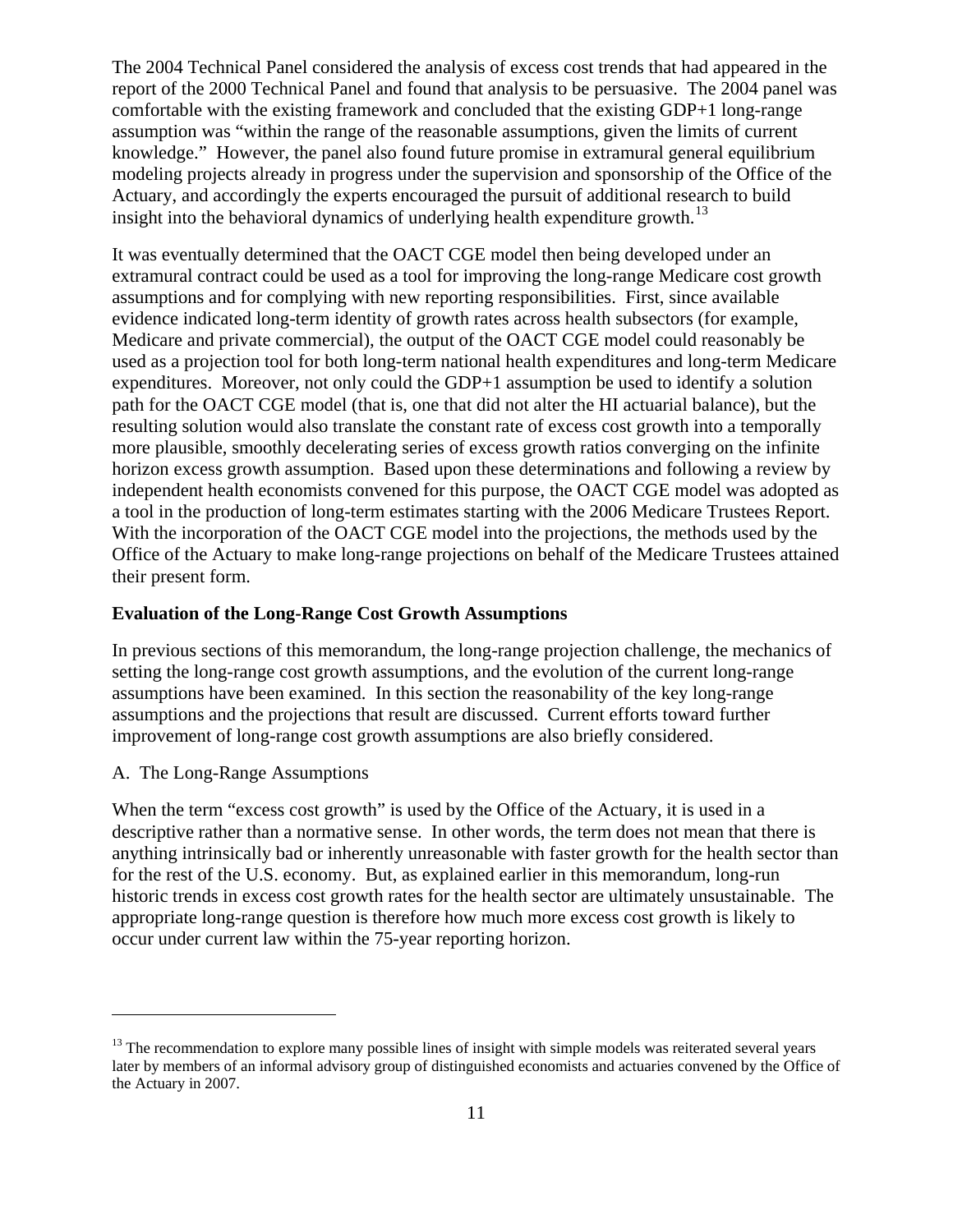The 2004 Technical Panel considered the analysis of excess cost trends that had appeared in the report of the 2000 Technical Panel and found that analysis to be persuasive. The 2004 panel was comfortable with the existing framework and concluded that the existing GDP+1 long-range assumption was "within the range of the reasonable assumptions, given the limits of current knowledge." However, the panel also found future promise in extramural general equilibrium modeling projects already in progress under the supervision and sponsorship of the Office of the Actuary, and accordingly the experts encouraged the pursuit of additional research to build insight into the behavioral dynamics of underlying health expenditure growth.[13]

It was eventually determined that the OACT CGE model then being developed under an extramural contract could be used as a tool for improving the long-range Medicare cost growth assumptions and for complying with new reporting responsibilities. First, since available evidence indicated long-term identity of growth rates across health subsectors (for example, Medicare and private commercial), the output of the OACT CGE model could reasonably be used as a projection tool for both long-term national health expenditures and long-term Medicare expenditures. Moreover, not only could the GDP+1 assumption be used to identify a solution path for the OACT CGE model (that is, one that did not alter the HI actuarial balance), but the resulting solution would also translate the constant rate of excess cost growth into a temporally more plausible, smoothly decelerating series of excess growth ratios converging on the infinite horizon excess growth assumption. Based upon these determinations and following a review by independent health economists convened for this purpose, the OACT CGE model was adopted as a tool in the production of long-term estimates starting with the 2006 Medicare Trustees Report. With the incorporation of the OACT CGE model into the projections, the methods used by the Office of the Actuary to make long-range projections on behalf of the Medicare Trustees attained their present form.

## Evaluation of the Long-Range Cost Growth Assumptions

In previous sections of this memorandum, the long-range projection challenge, the mechanics of setting the long-range cost growth assumptions, and the evolution of the current long-range assumptions have been examined. In this section the reasonability of the key long-range assumptions and the projections that result are discussed. Current efforts toward further improvement of long-range cost growth assumptions are also briefly considered.

A. The Long-Range Assumptions

When the term "excess cost growth" is used by the Office of the Actuary, it is used in a descriptive rather than a normative sense. In other words, the term does not mean that there is anything intrinsically bad or inherently unreasonable with faster growth for the health sector than for the rest of the U.S. economy. But, as explained earlier in this memorandum, long-run historic trends in excess cost growth rates for the health sector are ultimately unsustainable. The appropriate long-range question is therefore how much more excess cost growth is likely to occur under current law within the 75-year reporting horizon.

---

[13] The recommendation to explore many possible lines of insight with simple models was reiterated several years later by members of an informal advisory group of distinguished economists and actuaries convened by the Office of the Actuary in 2007.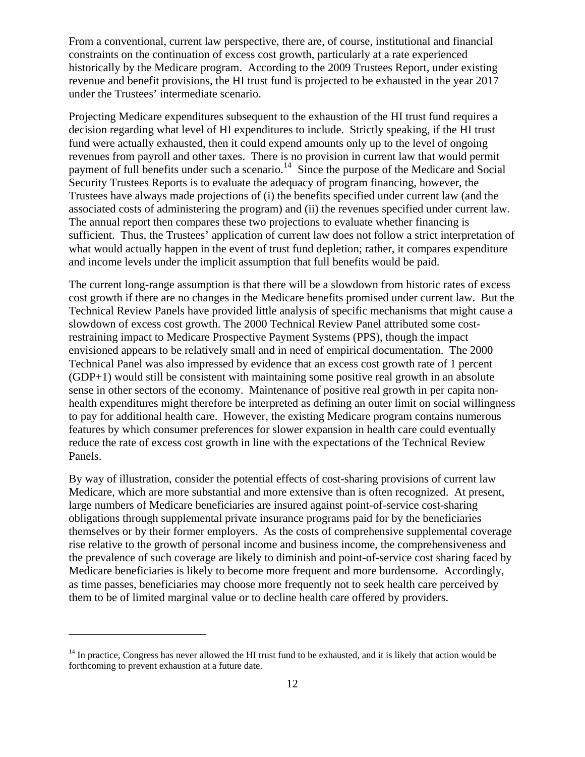From a conventional, current law perspective, there are, of course, institutional and financial constraints on the continuation of excess cost growth, particularly at a rate experienced historically by the Medicare program. According to the 2009 Trustees Report, under existing revenue and benefit provisions, the HI trust fund is projected to be exhausted in the year 2017 under the Trustees' intermediate scenario.

Projecting Medicare expenditures subsequent to the exhaustion of the HI trust fund requires a decision regarding what level of HI expenditures to include. Strictly speaking, if the HI trust fund were actually exhausted, then it could expend amounts only up to the level of ongoing revenues from payroll and other taxes. There is no provision in current law that would permit payment of full benefits under such a scenario.[14] Since the purpose of the Medicare and Social Security Trustees Reports is to evaluate the adequacy of program financing, however, the Trustees have always made projections of (i) the benefits specified under current law (and the associated costs of administering the program) and (ii) the revenues specified under current law. The annual report then compares these two projections to evaluate whether financing is sufficient. Thus, the Trustees' application of current law does not follow a strict interpretation of what would actually happen in the event of trust fund depletion; rather, it compares expenditure and income levels under the implicit assumption that full benefits would be paid.

The current long-range assumption is that there will be a slowdown from historic rates of excess cost growth if there are no changes in the Medicare benefits promised under current law. But the Technical Review Panels have provided little analysis of specific mechanisms that might cause a slowdown of excess cost growth. The 2000 Technical Review Panel attributed some cost-restraining impact to Medicare Prospective Payment Systems (PPS), though the impact envisioned appears to be relatively small and in need of empirical documentation. The 2000 Technical Panel was also impressed by evidence that an excess cost growth rate of 1 percent (GDP+1) would still be consistent with maintaining some positive real growth in an absolute sense in other sectors of the economy. Maintenance of positive real growth in per capita non-health expenditures might therefore be interpreted as defining an outer limit on social willingness to pay for additional health care. However, the existing Medicare program contains numerous features by which consumer preferences for slower expansion in health care could eventually reduce the rate of excess cost growth in line with the expectations of the Technical Review Panels.

By way of illustration, consider the potential effects of cost-sharing provisions of current law Medicare, which are more substantial and more extensive than is often recognized. At present, large numbers of Medicare beneficiaries are insured against point-of-service cost-sharing obligations through supplemental private insurance programs paid for by the beneficiaries themselves or by their former employers. As the costs of comprehensive supplemental coverage rise relative to the growth of personal income and business income, the comprehensiveness and the prevalence of such coverage are likely to diminish and point-of-service cost sharing faced by Medicare beneficiaries is likely to become more frequent and more burdensome. Accordingly, as time passes, beneficiaries may choose more frequently not to seek health care perceived by them to be of limited marginal value or to decline health care offered by providers.

---

[14] In practice, Congress has never allowed the HI trust fund to be exhausted, and it is likely that action would be forthcoming to prevent exhaustion at a future date.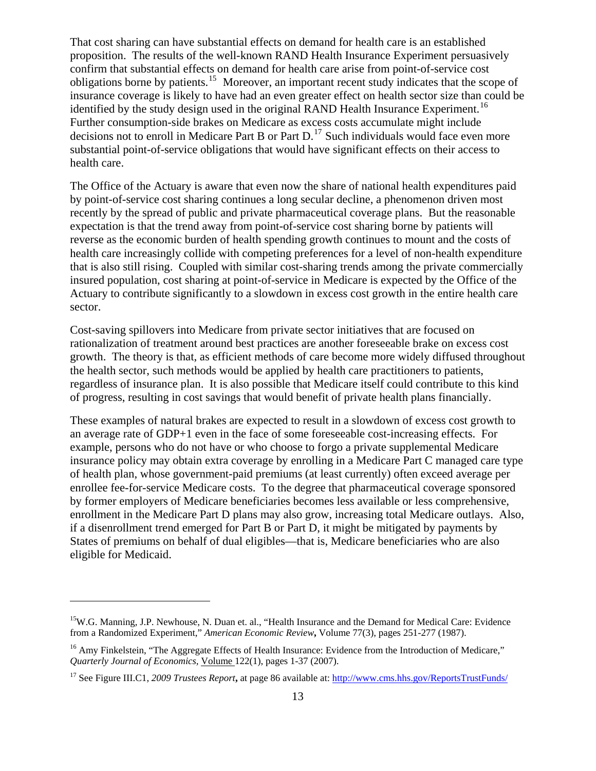That cost sharing can have substantial effects on demand for health care is an established proposition. The results of the well-known RAND Health Insurance Experiment persuasively confirm that substantial effects on demand for health care arise from point-of-service cost obligations borne by patients.[15] Moreover, an important recent study indicates that the scope of insurance coverage is likely to have had an even greater effect on health sector size than could be identified by the study design used in the original RAND Health Insurance Experiment.[16] Further consumption-side brakes on Medicare as excess costs accumulate might include decisions not to enroll in Medicare Part B or Part D.[17] Such individuals would face even more substantial point-of-service obligations that would have significant effects on their access to health care.

The Office of the Actuary is aware that even now the share of national health expenditures paid by point-of-service cost sharing continues a long secular decline, a phenomenon driven most recently by the spread of public and private pharmaceutical coverage plans. But the reasonable expectation is that the trend away from point-of-service cost sharing borne by patients will reverse as the economic burden of health spending growth continues to mount and the costs of health care increasingly collide with competing preferences for a level of non-health expenditure that is also still rising. Coupled with similar cost-sharing trends among the private commercially insured population, cost sharing at point-of-service in Medicare is expected by the Office of the Actuary to contribute significantly to a slowdown in excess cost growth in the entire health care sector.

Cost-saving spillovers into Medicare from private sector initiatives that are focused on rationalization of treatment around best practices are another foreseeable brake on excess cost growth. The theory is that, as efficient methods of care become more widely diffused throughout the health sector, such methods would be applied by health care practitioners to patients, regardless of insurance plan. It is also possible that Medicare itself could contribute to this kind of progress, resulting in cost savings that would benefit of private health plans financially.

These examples of natural brakes are expected to result in a slowdown of excess cost growth to an average rate of GDP+1 even in the face of some foreseeable cost-increasing effects. For example, persons who do not have or who choose to forgo a private supplemental Medicare insurance policy may obtain extra coverage by enrolling in a Medicare Part C managed care type of health plan, whose government-paid premiums (at least currently) often exceed average per enrollee fee-for-service Medicare costs. To the degree that pharmaceutical coverage sponsored by former employers of Medicare beneficiaries becomes less available or less comprehensive, enrollment in the Medicare Part D plans may also grow, increasing total Medicare outlays. Also, if a disenrollment trend emerged for Part B or Part D, it might be mitigated by payments by States of premiums on behalf of dual eligibles—that is, Medicare beneficiaries who are also eligible for Medicaid.

---

[15] W.G. Manning, J.P. Newhouse, N. Duan et. al., "Health Insurance and the Demand for Medical Care: Evidence from a Randomized Experiment," *American Economic Review***,** Volume 77(3), pages 251-277 (1987).

[16] Amy Finkelstein, "The Aggregate Effects of Health Insurance: Evidence from the Introduction of Medicare," *Quarterly Journal of Economics,* Volume 122(1), pages 1-37 (2007).

[17] See Figure III.C1, *2009 Trustees Report***,** at page 86 available at: http://www.cms.hhs.gov/ReportsTrustFunds/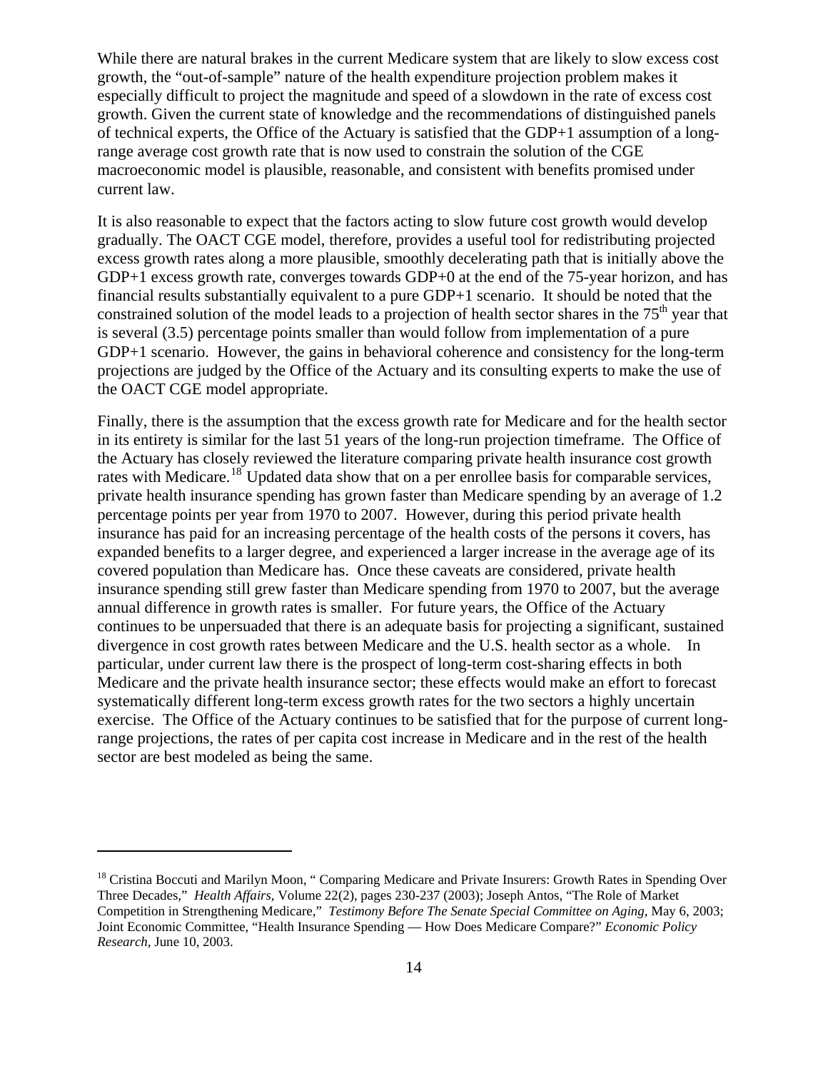While there are natural brakes in the current Medicare system that are likely to slow excess cost growth, the "out-of-sample" nature of the health expenditure projection problem makes it especially difficult to project the magnitude and speed of a slowdown in the rate of excess cost growth. Given the current state of knowledge and the recommendations of distinguished panels of technical experts, the Office of the Actuary is satisfied that the GDP+1 assumption of a long-range average cost growth rate that is now used to constrain the solution of the CGE macroeconomic model is plausible, reasonable, and consistent with benefits promised under current law.

It is also reasonable to expect that the factors acting to slow future cost growth would develop gradually. The OACT CGE model, therefore, provides a useful tool for redistributing projected excess growth rates along a more plausible, smoothly decelerating path that is initially above the GDP+1 excess growth rate, converges towards GDP+0 at the end of the 75-year horizon, and has financial results substantially equivalent to a pure GDP+1 scenario. It should be noted that the constrained solution of the model leads to a projection of health sector shares in the 75[th] year that is several (3.5) percentage points smaller than would follow from implementation of a pure GDP+1 scenario. However, the gains in behavioral coherence and consistency for the long-term projections are judged by the Office of the Actuary and its consulting experts to make the use of the OACT CGE model appropriate.

Finally, there is the assumption that the excess growth rate for Medicare and for the health sector in its entirety is similar for the last 51 years of the long-run projection timeframe. The Office of the Actuary has closely reviewed the literature comparing private health insurance cost growth rates with Medicare.[18] Updated data show that on a per enrollee basis for comparable services, private health insurance spending has grown faster than Medicare spending by an average of 1.2 percentage points per year from 1970 to 2007. However, during this period private health insurance has paid for an increasing percentage of the health costs of the persons it covers, has expanded benefits to a larger degree, and experienced a larger increase in the average age of its covered population than Medicare has. Once these caveats are considered, private health insurance spending still grew faster than Medicare spending from 1970 to 2007, but the average annual difference in growth rates is smaller. For future years, the Office of the Actuary continues to be unpersuaded that there is an adequate basis for projecting a significant, sustained divergence in cost growth rates between Medicare and the U.S. health sector as a whole. In particular, under current law there is the prospect of long-term cost-sharing effects in both Medicare and the private health insurance sector; these effects would make an effort to forecast systematically different long-term excess growth rates for the two sectors a highly uncertain exercise. The Office of the Actuary continues to be satisfied that for the purpose of current long-range projections, the rates of per capita cost increase in Medicare and in the rest of the health sector are best modeled as being the same.

---

[18] Cristina Boccuti and Marilyn Moon, " Comparing Medicare and Private Insurers: Growth Rates in Spending Over Three Decades," *Health Affairs*, Volume 22(2), pages 230-237 (2003); Joseph Antos, "The Role of Market Competition in Strengthening Medicare," *Testimony Before The Senate Special Committee on Aging*, May 6, 2003; Joint Economic Committee, "Health Insurance Spending — How Does Medicare Compare?" *Economic Policy Research*, June 10, 2003.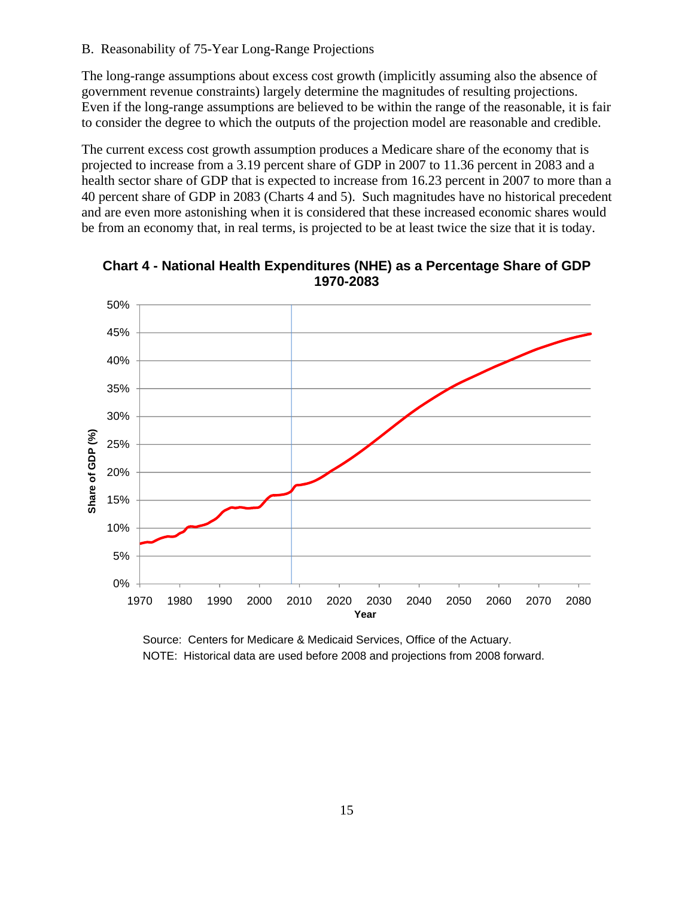B. Reasonability of 75-Year Long-Range Projections

The long-range assumptions about excess cost growth (implicitly assuming also the absence of government revenue constraints) largely determine the magnitudes of resulting projections. Even if the long-range assumptions are believed to be within the range of the reasonable, it is fair to consider the degree to which the outputs of the projection model are reasonable and credible.

The current excess cost growth assumption produces a Medicare share of the economy that is projected to increase from a 3.19 percent share of GDP in 2007 to 11.36 percent in 2083 and a health sector share of GDP that is expected to increase from 16.23 percent in 2007 to more than a 40 percent share of GDP in 2083 (Charts 4 and 5). Such magnitudes have no historical precedent and are even more astonishing when it is considered that these increased economic shares would be from an economy that, in real terms, is projected to be at least twice the size that it is today.

**Chart 4 - National Health Expenditures (NHE) as a Percentage Share of GDP 1970-2083**

Source: Centers for Medicare & Medicaid Services, Office of the Actuary.
NOTE: Historical data are used before 2008 and projections from 2008 forward.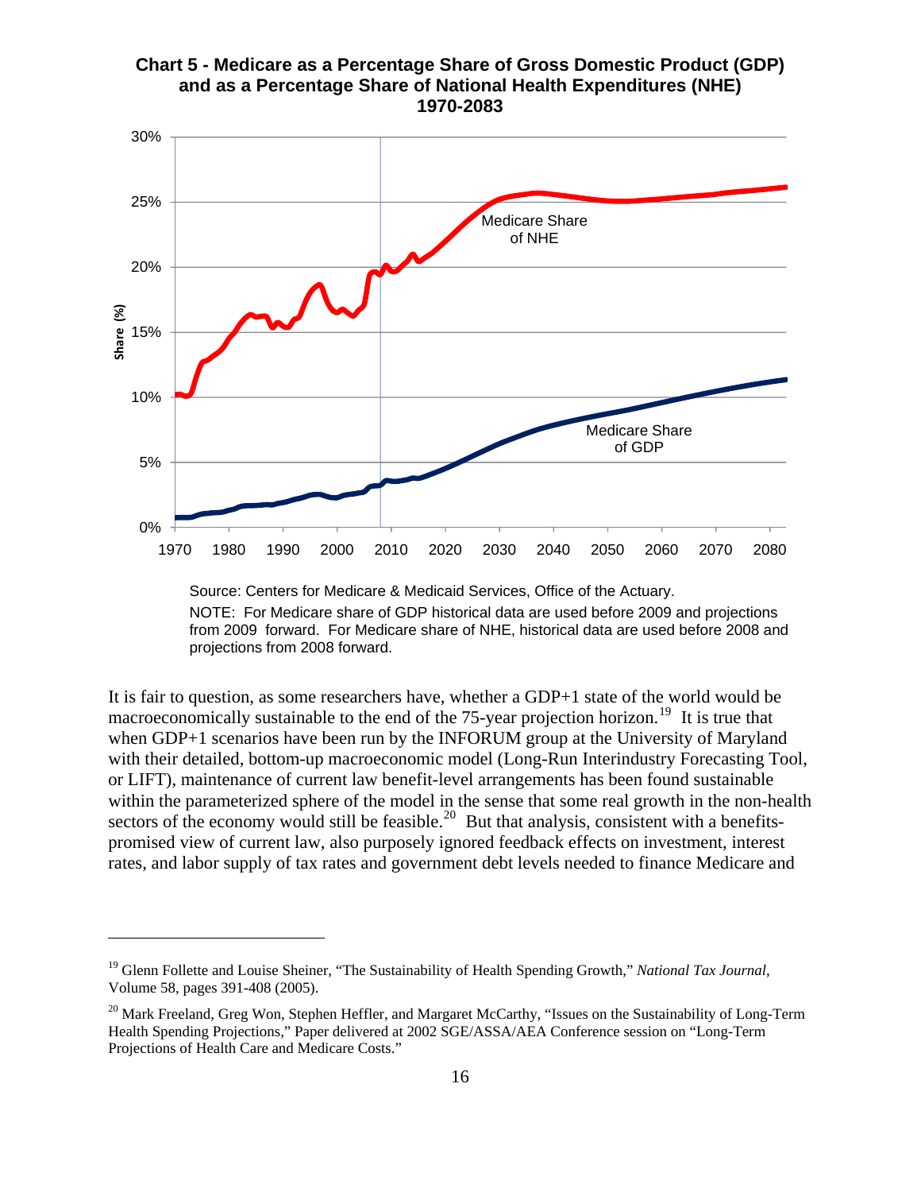**Chart 5 - Medicare as a Percentage Share of Gross Domestic Product (GDP) and as a Percentage Share of National Health Expenditures (NHE) 1970-2083**

Source: Centers for Medicare & Medicaid Services, Office of the Actuary.

NOTE: For Medicare share of GDP historical data are used before 2009 and projections from 2009 forward. For Medicare share of NHE, historical data are used before 2008 and projections from 2008 forward.

It is fair to question, as some researchers have, whether a GDP+1 state of the world would be macroeconomically sustainable to the end of the 75-year projection horizon.[19] It is true that when GDP+1 scenarios have been run by the INFORUM group at the University of Maryland with their detailed, bottom-up macroeconomic model (Long-Run Interindustry Forecasting Tool, or LIFT), maintenance of current law benefit-level arrangements has been found sustainable within the parameterized sphere of the model in the sense that some real growth in the non-health sectors of the economy would still be feasible.[20] But that analysis, consistent with a benefits-promised view of current law, also purposely ignored feedback effects on investment, interest rates, and labor supply of tax rates and government debt levels needed to finance Medicare and

[19] Glenn Follette and Louise Sheiner, "The Sustainability of Health Spending Growth," *National Tax Journal*, Volume 58, pages 391-408 (2005).

[20] Mark Freeland, Greg Won, Stephen Heffler, and Margaret McCarthy, "Issues on the Sustainability of Long-Term Health Spending Projections," Paper delivered at 2002 SGE/ASSA/AEA Conference session on "Long-Term Projections of Health Care and Medicare Costs."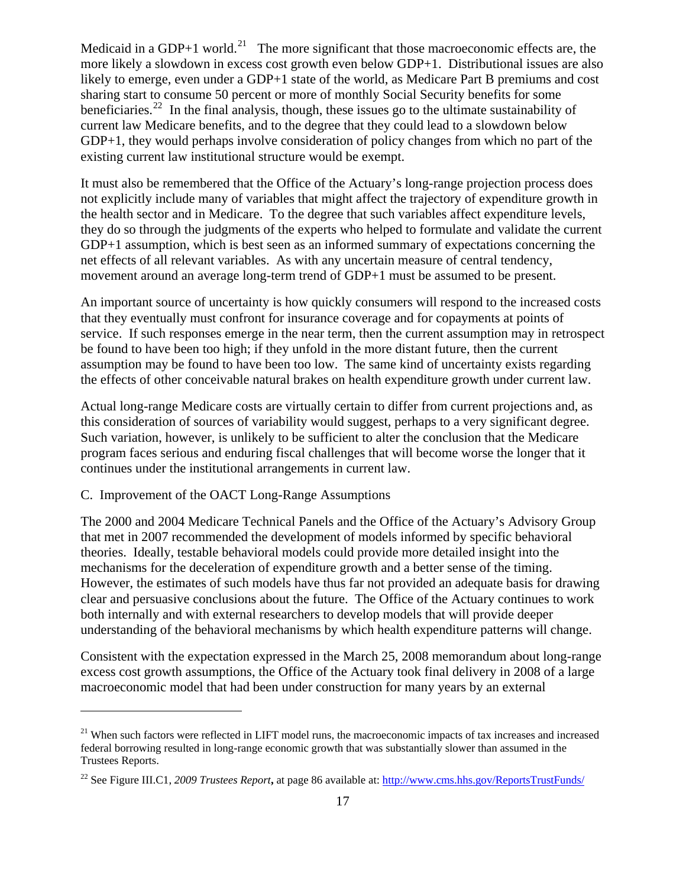Medicaid in a GDP+1 world.[21] The more significant that those macroeconomic effects are, the more likely a slowdown in excess cost growth even below GDP+1. Distributional issues are also likely to emerge, even under a GDP+1 state of the world, as Medicare Part B premiums and cost sharing start to consume 50 percent or more of monthly Social Security benefits for some beneficiaries.[22] In the final analysis, though, these issues go to the ultimate sustainability of current law Medicare benefits, and to the degree that they could lead to a slowdown below GDP+1, they would perhaps involve consideration of policy changes from which no part of the existing current law institutional structure would be exempt.

It must also be remembered that the Office of the Actuary's long-range projection process does not explicitly include many of variables that might affect the trajectory of expenditure growth in the health sector and in Medicare. To the degree that such variables affect expenditure levels, they do so through the judgments of the experts who helped to formulate and validate the current GDP+1 assumption, which is best seen as an informed summary of expectations concerning the net effects of all relevant variables. As with any uncertain measure of central tendency, movement around an average long-term trend of GDP+1 must be assumed to be present.

An important source of uncertainty is how quickly consumers will respond to the increased costs that they eventually must confront for insurance coverage and for copayments at points of service. If such responses emerge in the near term, then the current assumption may in retrospect be found to have been too high; if they unfold in the more distant future, then the current assumption may be found to have been too low. The same kind of uncertainty exists regarding the effects of other conceivable natural brakes on health expenditure growth under current law.

Actual long-range Medicare costs are virtually certain to differ from current projections and, as this consideration of sources of variability would suggest, perhaps to a very significant degree. Such variation, however, is unlikely to be sufficient to alter the conclusion that the Medicare program faces serious and enduring fiscal challenges that will become worse the longer that it continues under the institutional arrangements in current law.

C. Improvement of the OACT Long-Range Assumptions

The 2000 and 2004 Medicare Technical Panels and the Office of the Actuary's Advisory Group that met in 2007 recommended the development of models informed by specific behavioral theories. Ideally, testable behavioral models could provide more detailed insight into the mechanisms for the deceleration of expenditure growth and a better sense of the timing. However, the estimates of such models have thus far not provided an adequate basis for drawing clear and persuasive conclusions about the future. The Office of the Actuary continues to work both internally and with external researchers to develop models that will provide deeper understanding of the behavioral mechanisms by which health expenditure patterns will change.

Consistent with the expectation expressed in the March 25, 2008 memorandum about long-range excess cost growth assumptions, the Office of the Actuary took final delivery in 2008 of a large macroeconomic model that had been under construction for many years by an external

---

[21] When such factors were reflected in LIFT model runs, the macroeconomic impacts of tax increases and increased federal borrowing resulted in long-range economic growth that was substantially slower than assumed in the Trustees Reports.

[22] See Figure III.C1, *2009 Trustees Report***,** at page 86 available at: http://www.cms.hhs.gov/ReportsTrustFunds/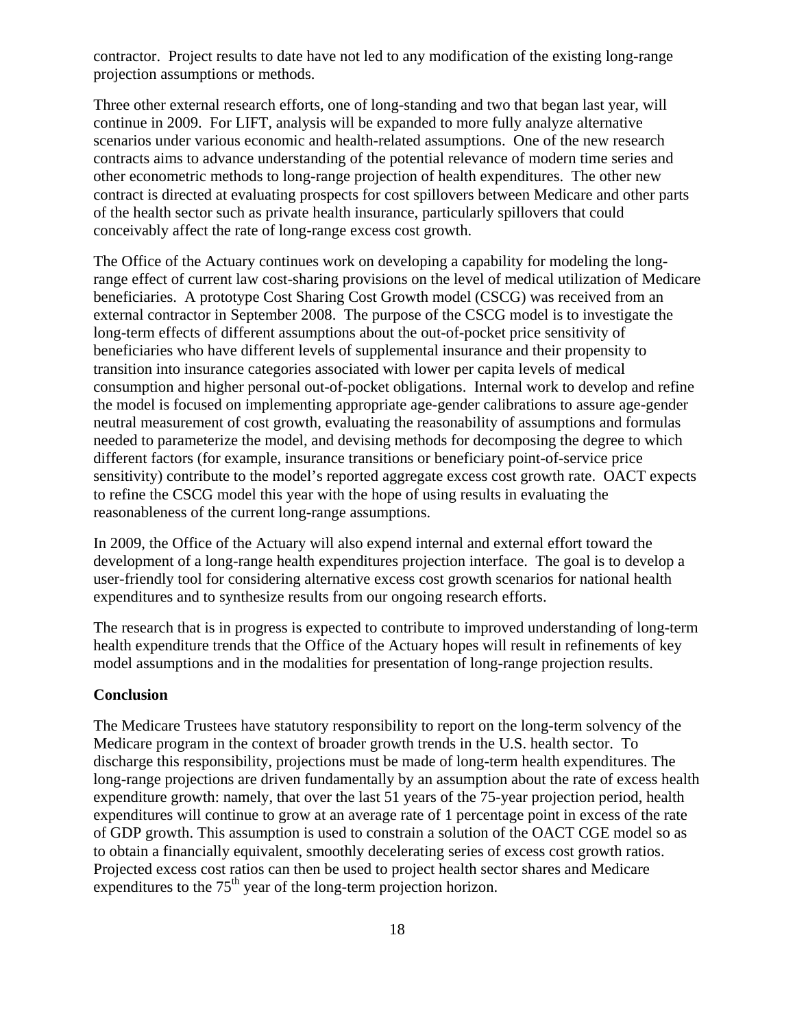contractor. Project results to date have not led to any modification of the existing long-range projection assumptions or methods.

Three other external research efforts, one of long-standing and two that began last year, will continue in 2009. For LIFT, analysis will be expanded to more fully analyze alternative scenarios under various economic and health-related assumptions. One of the new research contracts aims to advance understanding of the potential relevance of modern time series and other econometric methods to long-range projection of health expenditures. The other new contract is directed at evaluating prospects for cost spillovers between Medicare and other parts of the health sector such as private health insurance, particularly spillovers that could conceivably affect the rate of long-range excess cost growth.

The Office of the Actuary continues work on developing a capability for modeling the long-range effect of current law cost-sharing provisions on the level of medical utilization of Medicare beneficiaries. A prototype Cost Sharing Cost Growth model (CSCG) was received from an external contractor in September 2008. The purpose of the CSCG model is to investigate the long-term effects of different assumptions about the out-of-pocket price sensitivity of beneficiaries who have different levels of supplemental insurance and their propensity to transition into insurance categories associated with lower per capita levels of medical consumption and higher personal out-of-pocket obligations. Internal work to develop and refine the model is focused on implementing appropriate age-gender calibrations to assure age-gender neutral measurement of cost growth, evaluating the reasonability of assumptions and formulas needed to parameterize the model, and devising methods for decomposing the degree to which different factors (for example, insurance transitions or beneficiary point-of-service price sensitivity) contribute to the model's reported aggregate excess cost growth rate. OACT expects to refine the CSCG model this year with the hope of using results in evaluating the reasonableness of the current long-range assumptions.

In 2009, the Office of the Actuary will also expend internal and external effort toward the development of a long-range health expenditures projection interface. The goal is to develop a user-friendly tool for considering alternative excess cost growth scenarios for national health expenditures and to synthesize results from our ongoing research efforts.

The research that is in progress is expected to contribute to improved understanding of long-term health expenditure trends that the Office of the Actuary hopes will result in refinements of key model assumptions and in the modalities for presentation of long-range projection results.

**Conclusion**

The Medicare Trustees have statutory responsibility to report on the long-term solvency of the Medicare program in the context of broader growth trends in the U.S. health sector. To discharge this responsibility, projections must be made of long-term health expenditures. The long-range projections are driven fundamentally by an assumption about the rate of excess health expenditure growth: namely, that over the last 51 years of the 75-year projection period, health expenditures will continue to grow at an average rate of 1 percentage point in excess of the rate of GDP growth. This assumption is used to constrain a solution of the OACT CGE model so as to obtain a financially equivalent, smoothly decelerating series of excess cost growth ratios. Projected excess cost ratios can then be used to project health sector shares and Medicare expenditures to the 75th year of the long-term projection horizon.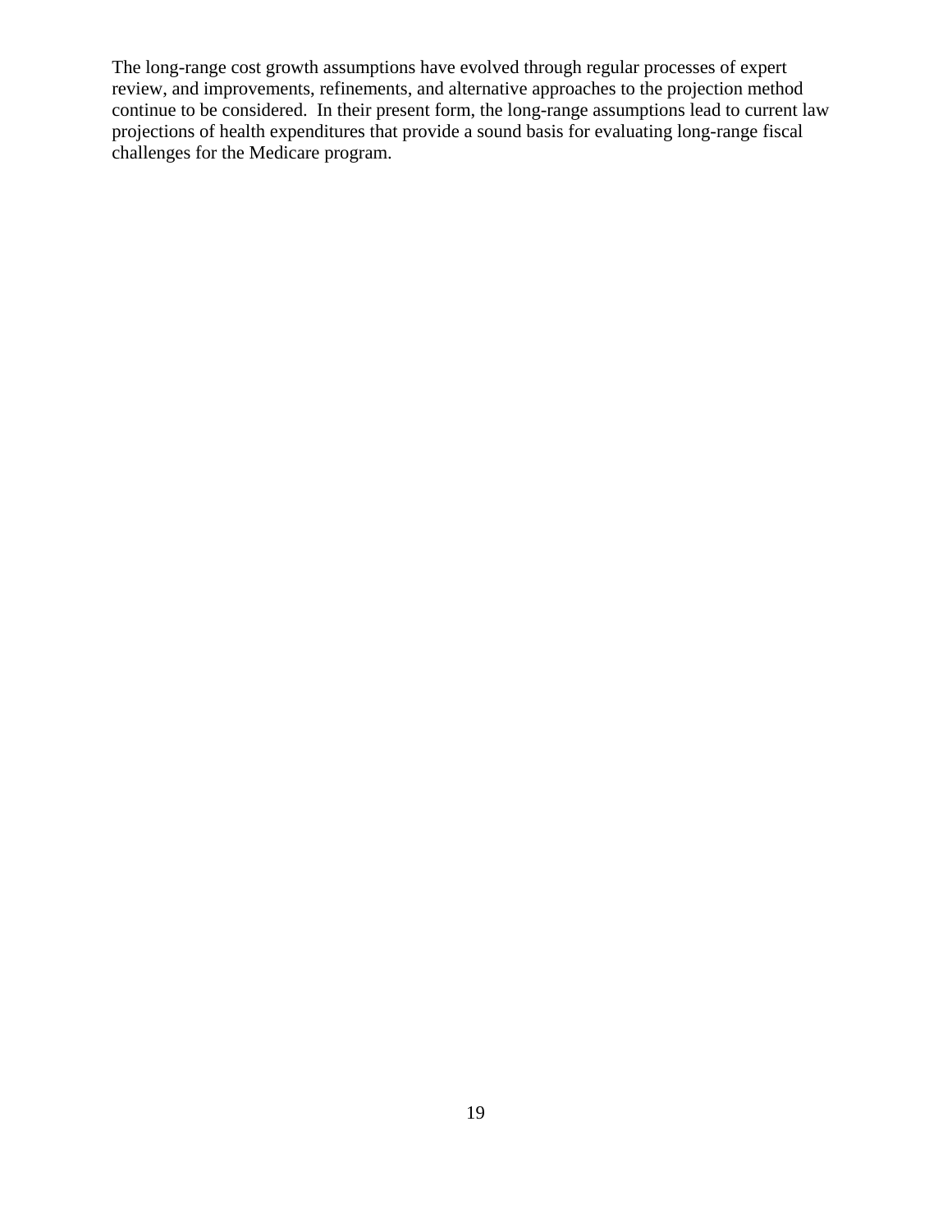The long-range cost growth assumptions have evolved through regular processes of expert review, and improvements, refinements, and alternative approaches to the projection method continue to be considered. In their present form, the long-range assumptions lead to current law projections of health expenditures that provide a sound basis for evaluating long-range fiscal challenges for the Medicare program.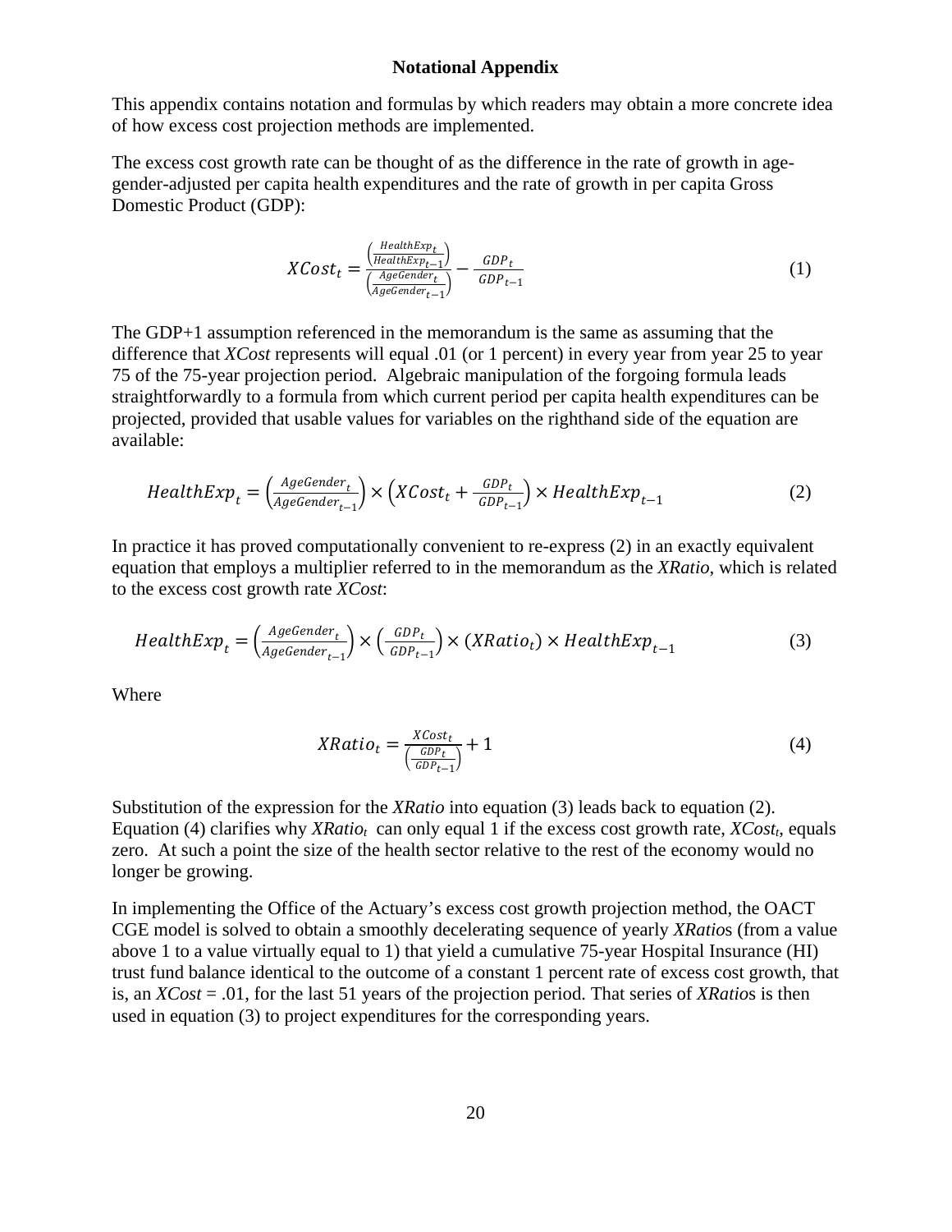**Notational Appendix**

This appendix contains notation and formulas by which readers may obtain a more concrete idea of how excess cost projection methods are implemented.

The excess cost growth rate can be thought of as the difference in the rate of growth in age-gender-adjusted per capita health expenditures and the rate of growth in per capita Gross Domestic Product (GDP):

$$XCost_t = \frac{\left(\frac{HealthExp_t}{HealthExp_{t-1}}\right)}{\left(\frac{AgeGender_t}{AgeGender_{t-1}}\right)} - \frac{GDP_t}{GDP_{t-1}} \tag{1}$$

The GDP+1 assumption referenced in the memorandum is the same as assuming that the difference that *XCost* represents will equal .01 (or 1 percent) in every year from year 25 to year 75 of the 75-year projection period. Algebraic manipulation of the forgoing formula leads straightforwardly to a formula from which current period per capita health expenditures can be projected, provided that usable values for variables on the righthand side of the equation are available:

$$HealthExp_t = \left(\frac{AgeGender_t}{AgeGender_{t-1}}\right) \times \left(XCost_t + \frac{GDP_t}{GDP_{t-1}}\right) \times HealthExp_{t-1} \tag{2}$$

In practice it has proved computationally convenient to re-express (2) in an exactly equivalent equation that employs a multiplier referred to in the memorandum as the *XRatio*, which is related to the excess cost growth rate *XCost*:

$$HealthExp_t = \left(\frac{AgeGender_t}{AgeGender_{t-1}}\right) \times \left(\frac{GDP_t}{GDP_{t-1}}\right) \times (XRatio_t) \times HealthExp_{t-1} \tag{3}$$

Where

$$XRatio_t = \frac{XCost_t}{\left(\frac{GDP_t}{GDP_{t-1}}\right)} + 1 \tag{4}$$

Substitution of the expression for the *XRatio* into equation (3) leads back to equation (2). Equation (4) clarifies why $XRatio_t$ can only equal 1 if the excess cost growth rate, $XCost_t$, equals zero. At such a point the size of the health sector relative to the rest of the economy would no longer be growing.

In implementing the Office of the Actuary's excess cost growth projection method, the OACT CGE model is solved to obtain a smoothly decelerating sequence of yearly *XRatio*s (from a value above 1 to a value virtually equal to 1) that yield a cumulative 75-year Hospital Insurance (HI) trust fund balance identical to the outcome of a constant 1 percent rate of excess cost growth, that is, an *XCost* = .01, for the last 51 years of the projection period. That series of *XRatio*s is then used in equation (3) to project expenditures for the corresponding years.